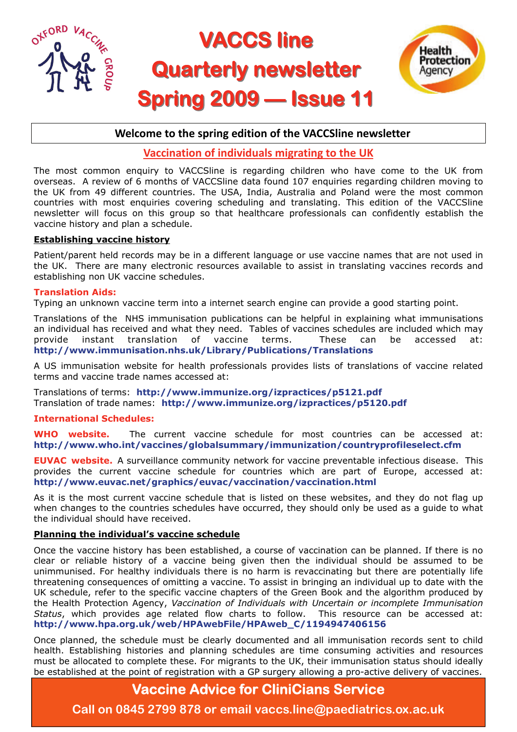# VACCS line Quarterly newsletter Spring 2009 — Issue 11

## Welcome to the spring edition of the VACCSline newsletter

## Vaccination of individuals migrating to the UK

The most common enquiry to VACCSline is regarding children who have come to the UK from overseas. A review of 6 months of VACCSline data found 107 enquiries regarding children moving to the UK from 49 different countries. The USA, India, Australia and Poland were the most common countries with most enquiries covering scheduling and translating. This edition of the VACCSline newsletter will focus on this group so that healthcare professionals can confidently establish the vaccine history and plan a schedule.

### Establishing vaccine history

Patient/parent held records may be in a different language or use vaccine names that are not used in the UK. There are many electronic resources available to assist in translating vaccines records and establishing non UK vaccine schedules.

**Translation Aids:**

Typing an unknown vaccine term into a internet search engine can provide a good starting point.

Translations of the NHS immunisation publications can be helpful in explaining what immunisations an individual has received and what they need. Tables of vaccines schedules are included which may provide instant translation of vaccine terms. These can be accessed at: **http://www.immunisation.nhs.uk/Library/Publications/Translations**

A US immunisation website for health professionals provides lists of translations of vaccine related terms and vaccine trade names accessed at:

Translations of terms: **http://www.immunize.org/izpractices/p5121.pdf**
Translation of trade names: **http://www.immunize.org/izpractices/p5120.pdf**

**International Schedules:**

**WHO website.** The current vaccine schedule for most countries can be accessed at: **http://www.who.int/vaccines/globalsummary/immunization/countryprofileselect.cfm**

**EUVAC website.** A surveillance community network for vaccine preventable infectious disease. This provides the current vaccine schedule for countries which are part of Europe, accessed at: **http://www.euvac.net/graphics/euvac/vaccination/vaccination.html**

As it is the most current vaccine schedule that is listed on these websites, and they do not flag up when changes to the countries schedules have occurred, they should only be used as a guide to what the individual should have received.

### Planning the individual's vaccine schedule

Once the vaccine history has been established, a course of vaccination can be planned. If there is no clear or reliable history of a vaccine being given then the individual should be assumed to be unimmunised. For healthy individuals there is no harm is revaccinating but there are potentially life threatening consequences of omitting a vaccine. To assist in bringing an individual up to date with the UK schedule, refer to the specific vaccine chapters of the Green Book and the algorithm produced by the Health Protection Agency, *Vaccination of Individuals with Uncertain or incomplete Immunisation Status*, which provides age related flow charts to follow. This resource can be accessed at: **http://www.hpa.org.uk/web/HPAwebFile/HPAweb_C/1194947406156**

Once planned, the schedule must be clearly documented and all immunisation records sent to child health. Establishing histories and planning schedules are time consuming activities and resources must be allocated to complete these. For migrants to the UK, their immunisation status should ideally be established at the point of registration with a GP surgery allowing a pro-active delivery of vaccines.

**Vaccine Advice for CliniCians Service**

**Call on 0845 2799 878 or email vaccs.line@paediatrics.ox.ac.uk**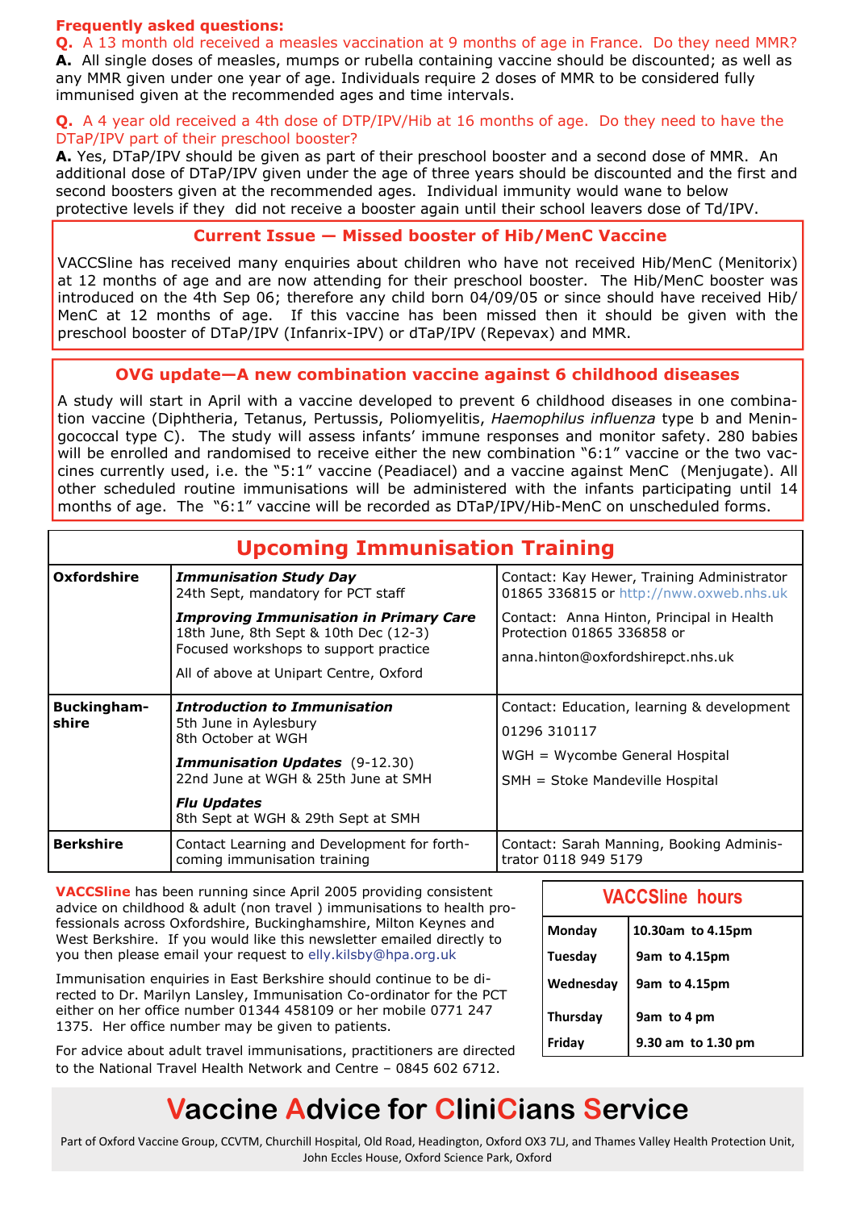## Frequently asked questions:

**Q.** A 13 month old received a measles vaccination at 9 months of age in France. Do they need MMR?

**A.** All single doses of measles, mumps or rubella containing vaccine should be discounted; as well as any MMR given under one year of age. Individuals require 2 doses of MMR to be considered fully immunised given at the recommended ages and time intervals.

**Q.** A 4 year old received a 4th dose of DTP/IPV/Hib at 16 months of age. Do they need to have the DTaP/IPV part of their preschool booster?

**A.** Yes, DTaP/IPV should be given as part of their preschool booster and a second dose of MMR. An additional dose of DTaP/IPV given under the age of three years should be discounted and the first and second boosters given at the recommended ages. Individual immunity would wane to below protective levels if they did not receive a booster again until their school leavers dose of Td/IPV.

## Current Issue — Missed booster of Hib/MenC Vaccine

VACCSline has received many enquiries about children who have not received Hib/MenC (Menitorix) at 12 months of age and are now attending for their preschool booster. The Hib/MenC booster was introduced on the 4th Sep 06; therefore any child born 04/09/05 or since should have received Hib/MenC at 12 months of age. If this vaccine has been missed then it should be given with the preschool booster of DTaP/IPV (Infanrix-IPV) or dTaP/IPV (Repevax) and MMR.

## OVG update—A new combination vaccine against 6 childhood diseases

A study will start in April with a vaccine developed to prevent 6 childhood diseases in one combination vaccine (Diphtheria, Tetanus, Pertussis, Poliomyelitis, *Haemophilus influenza* type b and Meningococcal type C). The study will assess infants' immune responses and monitor safety. 280 babies will be enrolled and randomised to receive either the new combination "6:1" vaccine or the two vaccines currently used, i.e. the "5:1" vaccine (Peadiacel) and a vaccine against MenC (Menjugate). All other scheduled routine immunisations will be administered with the infants participating until 14 months of age. The "6:1" vaccine will be recorded as DTaP/IPV/Hib-MenC on unscheduled forms.

## Upcoming Immunisation Training

| | | |
|---|---|---|
| **Oxfordshire** | ***Immunisation Study Day*** 24th Sept, mandatory for PCT staff<br><br>***Improving Immunisation in Primary Care*** 18th June, 8th Sept & 10th Dec (12-3) Focused workshops to support practice<br><br>All of above at Unipart Centre, Oxford | Contact: Kay Hewer, Training Administrator 01865 336815 or http://nww.oxweb.nhs.uk<br><br>Contact: Anna Hinton, Principal in Health Protection 01865 336858 or<br><br>anna.hinton@oxfordshirepct.nhs.uk |
| **Buckinghamshire** | ***Introduction to Immunisation*** 5th June in Aylesbury 8th October at WGH<br><br>***Immunisation Updates*** (9-12.30) 22nd June at WGH & 25th June at SMH<br><br>***Flu Updates*** 8th Sept at WGH & 29th Sept at SMH | Contact: Education, learning & development<br><br>01296 310117<br><br>WGH = Wycombe General Hospital<br><br>SMH = Stoke Mandeville Hospital |
| **Berkshire** | Contact Learning and Development for forthcoming immunisation training | Contact: Sarah Manning, Booking Administrator 0118 949 5179 |

**VACCSline** has been running since April 2005 providing consistent advice on childhood & adult (non travel ) immunisations to health professionals across Oxfordshire, Buckinghamshire, Milton Keynes and West Berkshire. If you would like this newsletter emailed directly to you then please email your request to elly.kilsby@hpa.org.uk

Immunisation enquiries in East Berkshire should continue to be directed to Dr. Marilyn Lansley, Immunisation Co-ordinator for the PCT either on her office number 01344 458109 or her mobile 0771 247 1375. Her office number may be given to patients.

For advice about adult travel immunisations, practitioners are directed to the National Travel Health Network and Centre – 0845 602 6712.

| VACCSline hours | |
|---|---|
| **Monday** | **10.30am to 4.15pm** |
| **Tuesday** | **9am to 4.15pm** |
| **Wednesday** | **9am to 4.15pm** |
| **Thursday** | **9am to 4 pm** |
| **Friday** | **9.30 am to 1.30 pm** |

# Vaccine Advice for CliniCians Service

Part of Oxford Vaccine Group, CCVTM, Churchill Hospital, Old Road, Headington, Oxford OX3 7LJ, and Thames Valley Health Protection Unit, John Eccles House, Oxford Science Park, Oxford